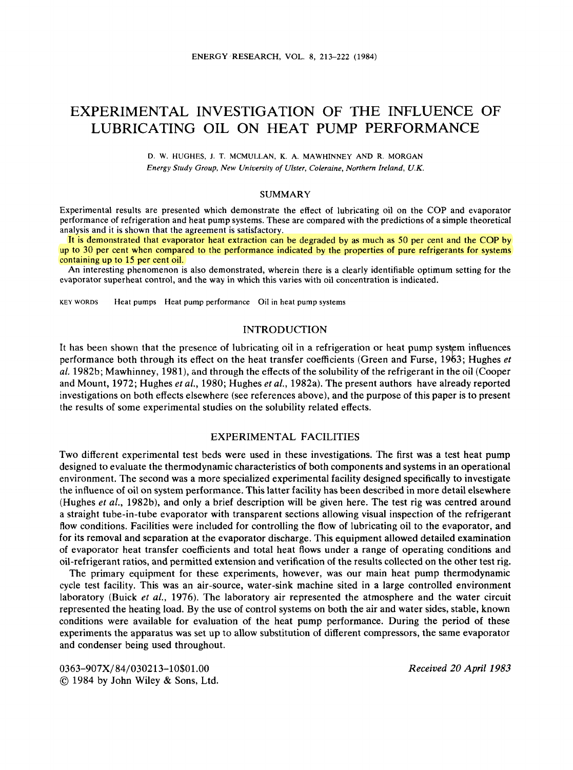# EXPERIMENTAL INVESTIGATION OF THE INFLUENCE OF LUBRICATING OIL ON HEAT PUMP PERFORMANCE

D. W. HUGHES, J. T. MCMULLAN, K. A. MAWHINNEY AND R. MORGAN

*Energy Study Group, New University of Ulster, Coleraine, Northern Ireland, U.K.*

## SUMMARY

Experimental results are presented which demonstrate the effect of lubricating oil on the COP and evaporator performance of refrigeration and heat pump systems. These are compared with the predictions of a simple theoretical analysis and it is shown that the agreement is satisfactory.

It is demonstrated that evaporator heat extraction can be degraded by as much as 50 per cent and the COP by up to 30 per cent when compared to the performance indicated by the properties of pure refrigerants for systems containing up to 15 per cent oil.

An interesting phenomenon is also demonstrated, wherein there is a clearly identifiable optimum setting for the evaporator superheat control, and the way in which this varies with oil concentration is indicated.

KEY WORDS Heat pumps Heat pump performance Oil in heat pump systems

## INTRODUCTION

It has been shown that the presence of lubricating oil in a refrigeration or heat pump system influences performance both through its effect on the heat transfer coefficients (Green and Furse, 1963; Hughes *et al.* 1982b; Mawhinney, 1981), and through the effects of the solubility of the refrigerant in the oil (Cooper and Mount, 1972; Hughes *et al.*, 1980; Hughes *et al.*, 1982a). The present authors have already reported investigations on both effects elsewhere (see references above), and the purpose of this paper is to present the results of some experimental studies on the solubility related effects.

## EXPERIMENTAL FACILITIES

Two different experimental test beds were used in these investigations. The first was a test heat pump designed to evaluate the thermodynamic characteristics of both components and systems in an operational environment. The second was a more specialized experimental facility designed specifically to investigate the influence of oil on system performance. This latter facility has been described in more detail elsewhere (Hughes *et al.*, 1982b), and only a brief description will be given here. The test rig was centred around a straight tube-in-tube evaporator with transparent sections allowing visual inspection of the refrigerant flow conditions. Facilities were included for controlling the flow of lubricating oil to the evaporator, and for its removal and separation at the evaporator discharge. This equipment allowed detailed examination of evaporator heat transfer coefficients and total heat flows under a range of operating conditions and oil-refrigerant ratios, and permitted extension and verification of the results collected on the other test rig.

The primary equipment for these experiments, however, was our main heat pump thermodynamic cycle test facility. This was an air-source, water-sink machine sited in a large controlled environment laboratory (Buick *et al.*, 1976). The laboratory air represented the atmosphere and the water circuit represented the heating load. By the use of control systems on both the air and water sides, stable, known conditions were available for evaluation of the heat pump performance. During the period of these experiments the apparatus was set up to allow substitution of different compressors, the same evaporator and condenser being used throughout.

0363-907X/84/030213-10$01.00
© 1984 by John Wiley & Sons, Ltd.

*Received 20 April 1983*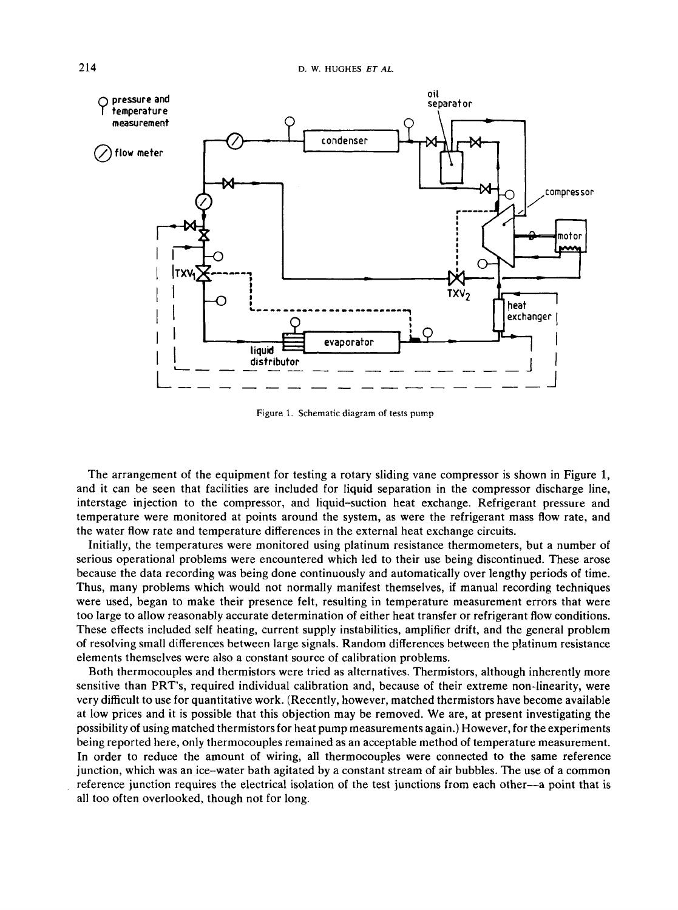Figure 1. Schematic diagram of tests pump

The arrangement of the equipment for testing a rotary sliding vane compressor is shown in Figure 1, and it can be seen that facilities are included for liquid separation in the compressor discharge line, interstage injection to the compressor, and liquid–suction heat exchange. Refrigerant pressure and temperature were monitored at points around the system, as were the refrigerant mass flow rate, and the water flow rate and temperature differences in the external heat exchange circuits.

Initially, the temperatures were monitored using platinum resistance thermometers, but a number of serious operational problems were encountered which led to their use being discontinued. These arose because the data recording was being done continuously and automatically over lengthy periods of time. Thus, many problems which would not normally manifest themselves, if manual recording techniques were used, began to make their presence felt, resulting in temperature measurement errors that were too large to allow reasonably accurate determination of either heat transfer or refrigerant flow conditions. These effects included self heating, current supply instabilities, amplifier drift, and the general problem of resolving small differences between large signals. Random differences between the platinum resistance elements themselves were also a constant source of calibration problems.

Both thermocouples and thermistors were tried as alternatives. Thermistors, although inherently more sensitive than PRT's, required individual calibration and, because of their extreme non-linearity, were very difficult to use for quantitative work. (Recently, however, matched thermistors have become available at low prices and it is possible that this objection may be removed. We are, at present investigating the possibility of using matched thermistors for heat pump measurements again.) However, for the experiments being reported here, only thermocouples remained as an acceptable method of temperature measurement. In order to reduce the amount of wiring, all thermocouples were connected to the same reference junction, which was an ice–water bath agitated by a constant stream of air bubbles. The use of a common reference junction requires the electrical isolation of the test junctions from each other—a point that is all too often overlooked, though not for long.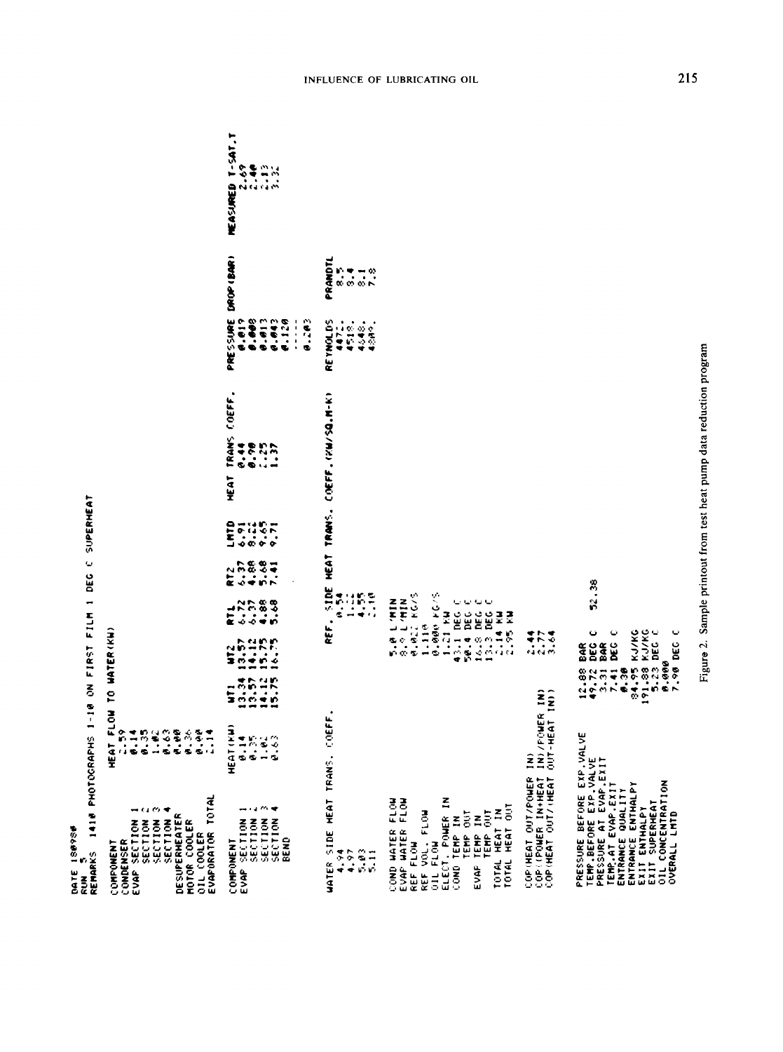DATE 180980
RUN 5
REMARKS 1410 PHOTOGRAPHS 1-10 ON FIRST FILM 1 DEG C SUPERHEAT

| COMPONENT | HEAT FLOW TO WATER(KW) |
|---|---|
| CONDENSER | 2.59 |
| EVAP SECTION 1 | 0.14 |
| SECTION 2 | 0.35 |
| SECTION 3 | 1.02 |
| SECTION 4 | 0.63 |
| DESUPERHEATER | 0.00 |
| MOTOR COOLER | 0.36 |
| OIL COOLER | 0.00 |
| EVAPORATOR TOTAL | 2.14 |

| COMPONENT | HEAT(KW) | WT1 | WT2 | RT1 | RT2 | LMTD | HEAT TRANS COEFF. | PRESSURE DROP(BAR) | MEASURED T-SAT.T |
|---|---|---|---|---|---|---|---|---|---|
| EVAP SECTION 1 | 0.14 | 13.34 | 13.57 | 6.72 | 6.37 | 6.91 | 0.44 | 0.019 | 2.69 |
| SECTION 2 | 0.35 | 13.57 | 14.12 | 6.37 | 4.88 | 8.22 | 0.90 | 0.008 | 2.40 |
| SECTION 3 | 1.02 | 14.12 | 15.75 | 4.88 | 5.68 | 9.65 | 2.25 | 0.013 | 2.13 |
| SECTION 4 | 0.63 | 15.75 | 16.75 | 5.68 | 7.41 | 9.71 | 1.37 | 0.043 | 3.32 |
| BEND | | | | | | | | 0.120 | |
| | | | | | | | | ----- | |
| | | | | | | | | 0.203 | |

| WATER SIDE HEAT TRANS. COEFF. | REF. SIDE HEAT TRANS. COEFF.(KW/SQ.M-K) | REYNOLDS | PRANDTL |
|---|---|---|---|
| 4.94 | 0.54 | 4472. | 8.5 |
| 4.97 | 1.22 | 4518. | 8.4 |
| 5.03 | 4.55 | 4648. | 8.1 |
| 5.11 | 2.10 | 4809. | 7.8 |

| | |
|---|---|
| COND WATER FLOW | 5.0 L/MIN |
| EVAP WATER FLOW | 8.9 L/MIN |
| REF FLOW | 0.022 KG/S |
| REF VOL. FLOW | 1.110 |
| OIL FLOW | 0.000 KG/S |
| ELECT. POWER IN | 1.21 KW |
| COND TEMP IN | 43.1 DEG C |
| TEMP OUT | 50.4 DEG C |
| EVAP TEMP IN | 16.8 DEG C |
| TEMP OUT | 13.3 DEG C |
| TOTAL HEAT IN | 2.14 KW |
| TOTAL HEAT OUT | 2.95 KW |

| | |
|---|---|
| COP(HEAT OUT/POWER IN) | 2.44 |
| COP((POWER IN+HEAT IN)/POWER IN) | 2.77 |
| COP(HEAT OUT/(HEAT OUT-HEAT IN)) | 3.64 |

| | | |
|---|---|---|
| PRESSURE BEFORE EXP.VALVE | 12.88 BAR | |
| TEMP.BEFORE EXP.VALVE | 49.72 DEG C | 52.38 |
| PRESSURE AT EVAP.EXIT | 3.31 BAR | |
| TEMP.AT EVAP.EXIT | 7.41 DEG C | |
| ENTRANCE QUALITY | 0.30 | |
| ENTRANCE ENTHALPY | 84.95 KJ/KG | |
| EXIT ENTHALPY | 191.88 KJ/KG | |
| EXIT SUPERHEAT | 5.23 DEG C | |
| OIL CONCENTRATION | 0.000 | |
| OVERALL LMTD | 7.90 DEG C | |

Figure 2. Sample printout from test heat pump data reduction program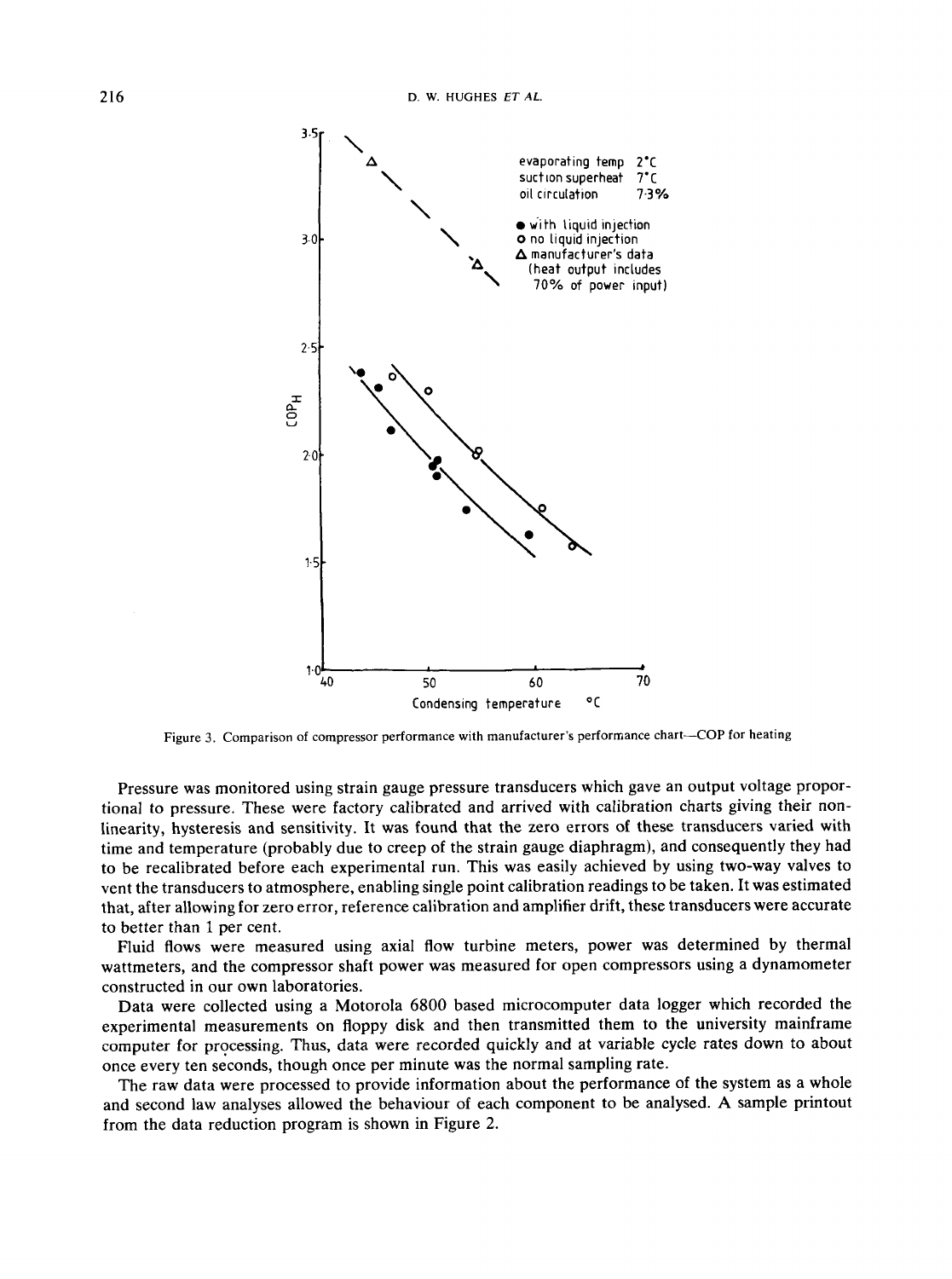Figure 3. Comparison of compressor performance with manufacturer's performance chart—COP for heating

Pressure was monitored using strain gauge pressure transducers which gave an output voltage proportional to pressure. These were factory calibrated and arrived with calibration charts giving their non-linearity, hysteresis and sensitivity. It was found that the zero errors of these transducers varied with time and temperature (probably due to creep of the strain gauge diaphragm), and consequently they had to be recalibrated before each experimental run. This was easily achieved by using two-way valves to vent the transducers to atmosphere, enabling single point calibration readings to be taken. It was estimated that, after allowing for zero error, reference calibration and amplifier drift, these transducers were accurate to better than 1 per cent.

Fluid flows were measured using axial flow turbine meters, power was determined by thermal wattmeters, and the compressor shaft power was measured for open compressors using a dynamometer constructed in our own laboratories.

Data were collected using a Motorola 6800 based microcomputer data logger which recorded the experimental measurements on floppy disk and then transmitted them to the university mainframe computer for processing. Thus, data were recorded quickly and at variable cycle rates down to about once every ten seconds, though once per minute was the normal sampling rate.

The raw data were processed to provide information about the performance of the system as a whole and second law analyses allowed the behaviour of each component to be analysed. A sample printout from the data reduction program is shown in Figure 2.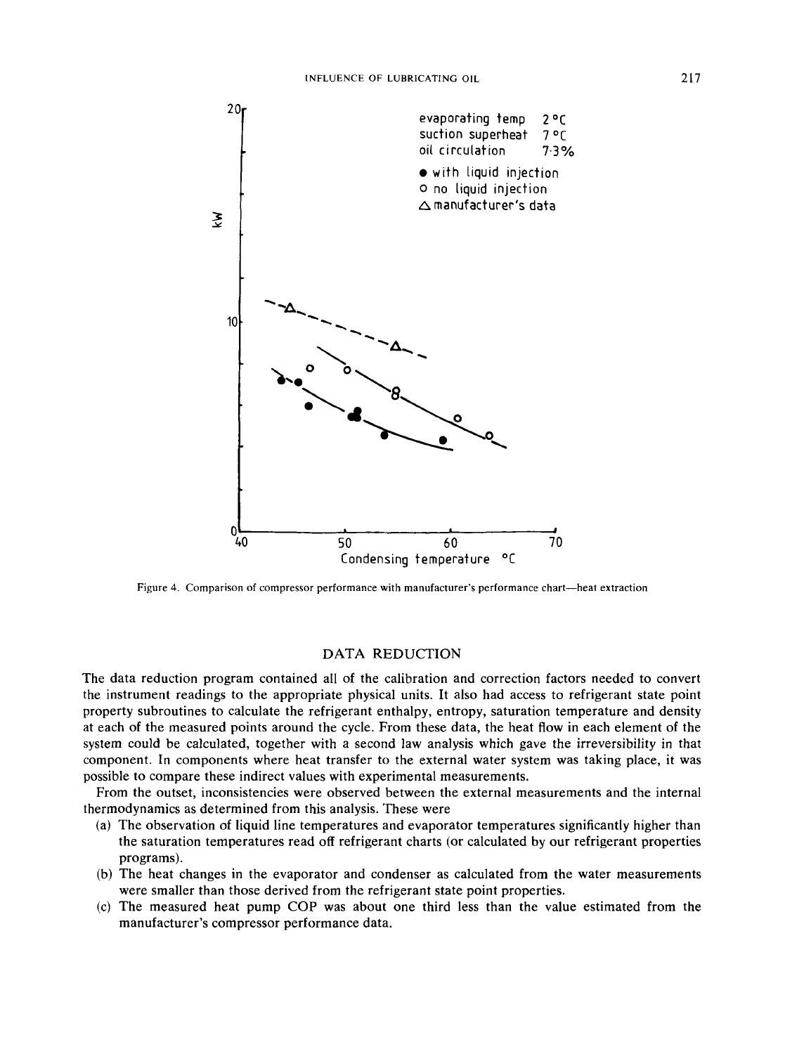Figure 4. Comparison of compressor performance with manufacturer's performance chart—heat extraction

## DATA REDUCTION

The data reduction program contained all of the calibration and correction factors needed to convert the instrument readings to the appropriate physical units. It also had access to refrigerant state point property subroutines to calculate the refrigerant enthalpy, entropy, saturation temperature and density at each of the measured points around the cycle. From these data, the heat flow in each element of the system could be calculated, together with a second law analysis which gave the irreversibility in that component. In components where heat transfer to the external water system was taking place, it was possible to compare these indirect values with experimental measurements.

From the outset, inconsistencies were observed between the external measurements and the internal thermodynamics as determined from this analysis. These were

(a) The observation of liquid line temperatures and evaporator temperatures significantly higher than the saturation temperatures read off refrigerant charts (or calculated by our refrigerant properties programs).
(b) The heat changes in the evaporator and condenser as calculated from the water measurements were smaller than those derived from the refrigerant state point properties.
(c) The measured heat pump COP was about one third less than the value estimated from the manufacturer's compressor performance data.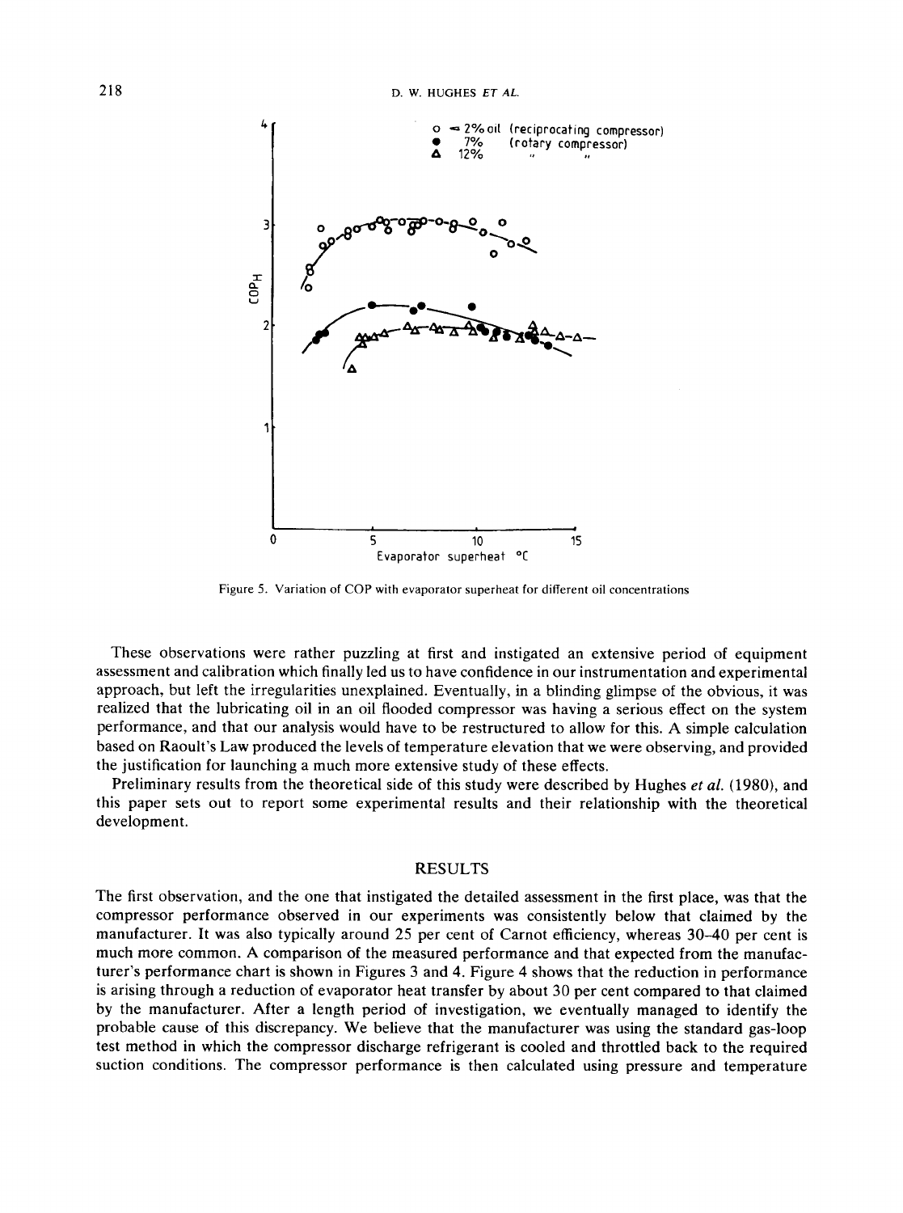Figure 5. Variation of COP with evaporator superheat for different oil concentrations

These observations were rather puzzling at first and instigated an extensive period of equipment assessment and calibration which finally led us to have confidence in our instrumentation and experimental approach, but left the irregularities unexplained. Eventually, in a blinding glimpse of the obvious, it was realized that the lubricating oil in an oil flooded compressor was having a serious effect on the system performance, and that our analysis would have to be restructured to allow for this. A simple calculation based on Raoult's Law produced the levels of temperature elevation that we were observing, and provided the justification for launching a much more extensive study of these effects.

Preliminary results from the theoretical side of this study were described by Hughes *et al.* (1980), and this paper sets out to report some experimental results and their relationship with the theoretical development.

## RESULTS

The first observation, and the one that instigated the detailed assessment in the first place, was that the compressor performance observed in our experiments was consistently below that claimed by the manufacturer. It was also typically around 25 per cent of Carnot efficiency, whereas 30–40 per cent is much more common. A comparison of the measured performance and that expected from the manufacturer's performance chart is shown in Figures 3 and 4. Figure 4 shows that the reduction in performance is arising through a reduction of evaporator heat transfer by about 30 per cent compared to that claimed by the manufacturer. After a length period of investigation, we eventually managed to identify the probable cause of this discrepancy. We believe that the manufacturer was using the standard gas-loop test method in which the compressor discharge refrigerant is cooled and throttled back to the required suction conditions. The compressor performance is then calculated using pressure and temperature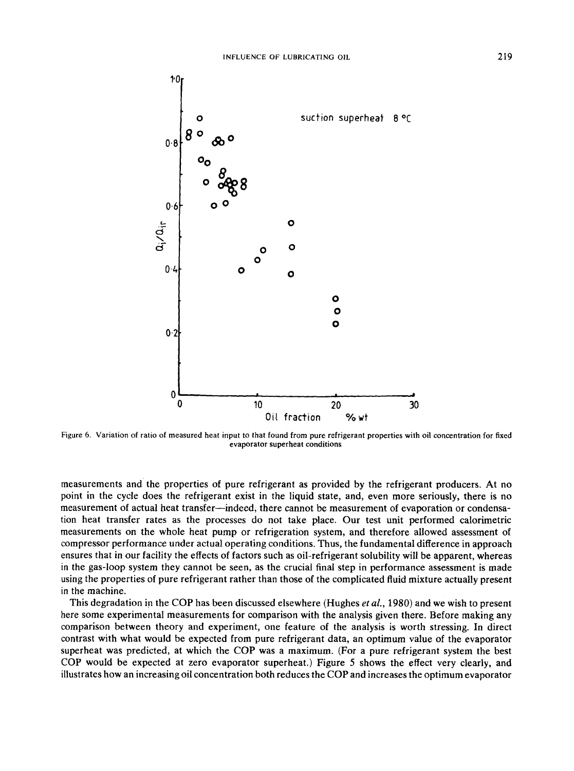Figure 6. Variation of ratio of measured heat input to that found from pure refrigerant properties with oil concentration for fixed evaporator superheat conditions

measurements and the properties of pure refrigerant as provided by the refrigerant producers. At no point in the cycle does the refrigerant exist in the liquid state, and, even more seriously, there is no measurement of actual heat transfer—indeed, there cannot be measurement of evaporation or condensation heat transfer rates as the processes do not take place. Our test unit performed calorimetric measurements on the whole heat pump or refrigeration system, and therefore allowed assessment of compressor performance under actual operating conditions. Thus, the fundamental difference in approach ensures that in our facility the effects of factors such as oil-refrigerant solubility will be apparent, whereas in the gas-loop system they cannot be seen, as the crucial final step in performance assessment is made using the properties of pure refrigerant rather than those of the complicated fluid mixture actually present in the machine.

This degradation in the COP has been discussed elsewhere (Hughes *et al.*, 1980) and we wish to present here some experimental measurements for comparison with the analysis given there. Before making any comparison between theory and experiment, one feature of the analysis is worth stressing. In direct contrast with what would be expected from pure refrigerant data, an optimum value of the evaporator superheat was predicted, at which the COP was a maximum. (For a pure refrigerant system the best COP would be expected at zero evaporator superheat.) Figure 5 shows the effect very clearly, and illustrates how an increasing oil concentration both reduces the COP and increases the optimum evaporator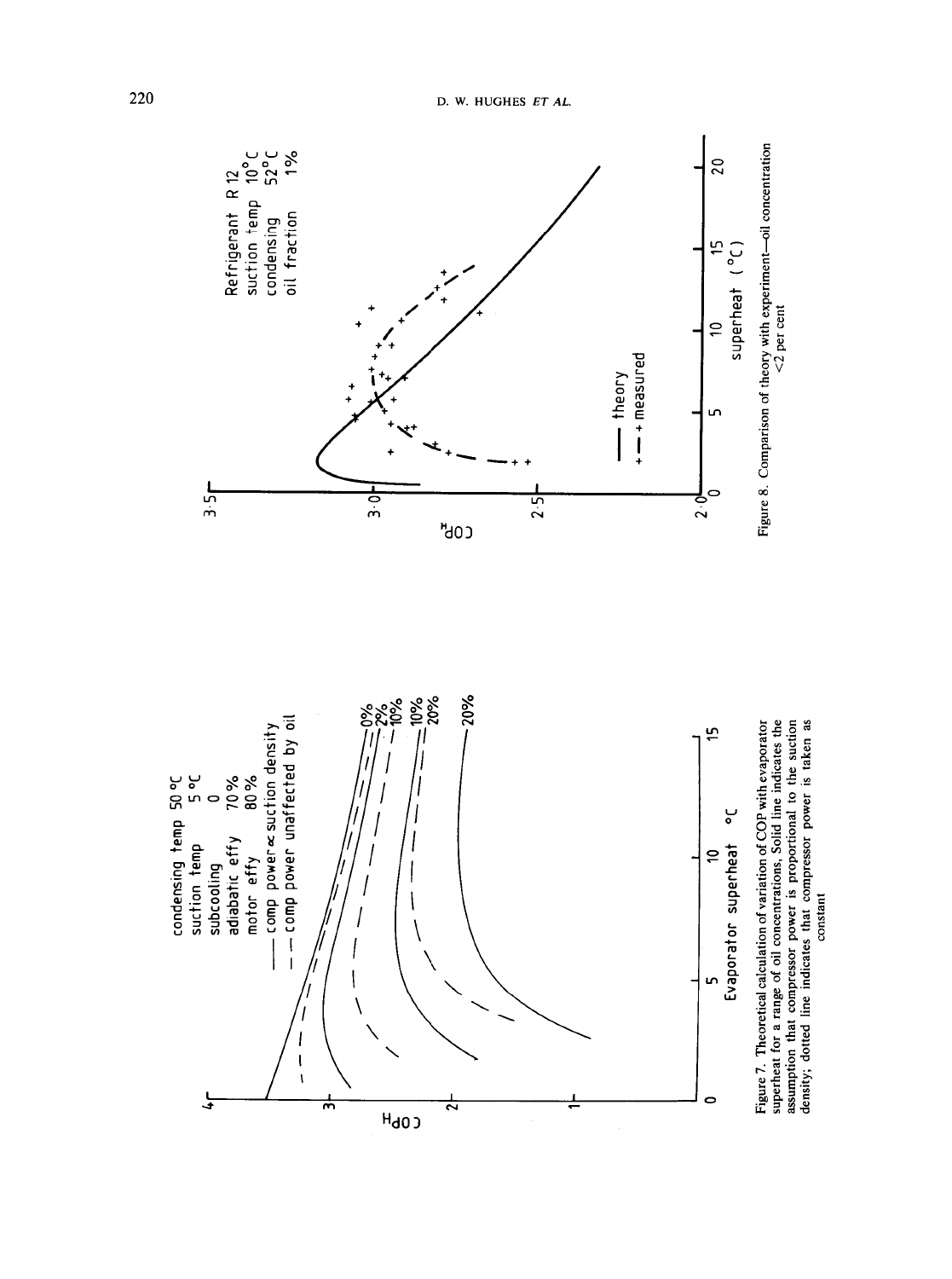Figure 7. Theoretical calculation of variation of COP with evaporator superheat for a range of oil concentrations. Solid line indicates the assumption that compressor power is proportional to the suction density; dotted line indicates that compressor power is taken as constant

Figure 8. Comparison of theory with experiment—oil concentration <2 per cent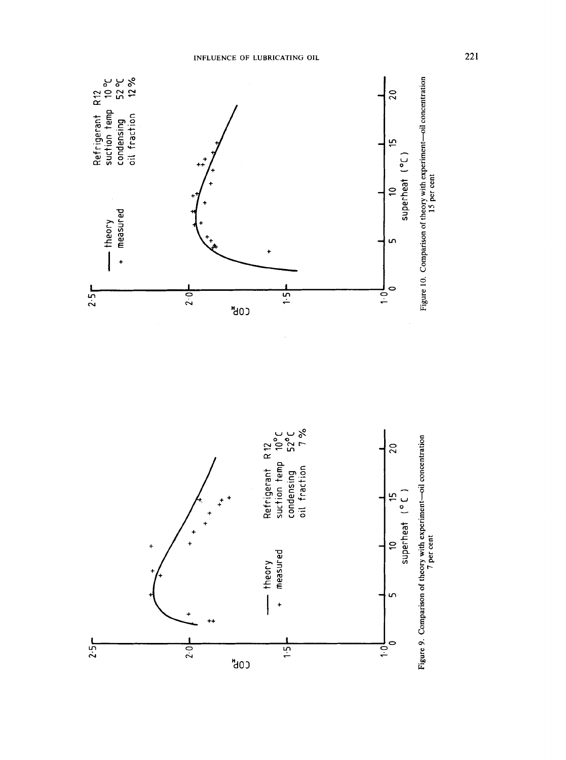Figure 9. Comparison of theory with experiment—oil concentration 7 per cent

Figure 10. Comparison of theory with experiment—oil concentration 15 per cent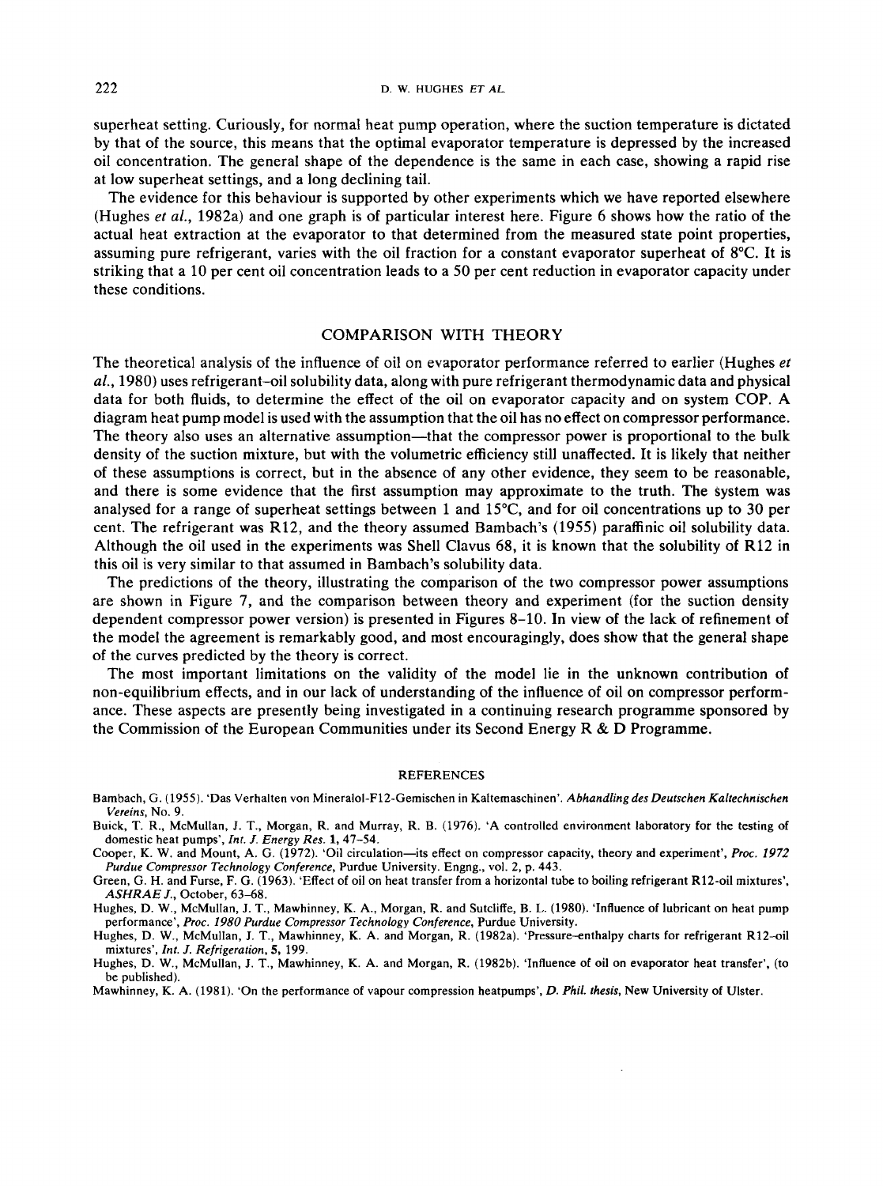superheat setting. Curiously, for normal heat pump operation, where the suction temperature is dictated by that of the source, this means that the optimal evaporator temperature is depressed by the increased oil concentration. The general shape of the dependence is the same in each case, showing a rapid rise at low superheat settings, and a long declining tail.

The evidence for this behaviour is supported by other experiments which we have reported elsewhere (Hughes *et al.*, 1982a) and one graph is of particular interest here. Figure 6 shows how the ratio of the actual heat extraction at the evaporator to that determined from the measured state point properties, assuming pure refrigerant, varies with the oil fraction for a constant evaporator superheat of 8°C. It is striking that a 10 per cent oil concentration leads to a 50 per cent reduction in evaporator capacity under these conditions.

## COMPARISON WITH THEORY

The theoretical analysis of the influence of oil on evaporator performance referred to earlier (Hughes *et al.*, 1980) uses refrigerant–oil solubility data, along with pure refrigerant thermodynamic data and physical data for both fluids, to determine the effect of the oil on evaporator capacity and on system COP. A diagram heat pump model is used with the assumption that the oil has no effect on compressor performance. The theory also uses an alternative assumption—that the compressor power is proportional to the bulk density of the suction mixture, but with the volumetric efficiency still unaffected. It is likely that neither of these assumptions is correct, but in the absence of any other evidence, they seem to be reasonable, and there is some evidence that the first assumption may approximate to the truth. The system was analysed for a range of superheat settings between 1 and 15°C, and for oil concentrations up to 30 per cent. The refrigerant was R12, and the theory assumed Bambach's (1955) paraffinic oil solubility data. Although the oil used in the experiments was Shell Clavus 68, it is known that the solubility of R12 in this oil is very similar to that assumed in Bambach's solubility data.

The predictions of the theory, illustrating the comparison of the two compressor power assumptions are shown in Figure 7, and the comparison between theory and experiment (for the suction density dependent compressor power version) is presented in Figures 8–10. In view of the lack of refinement of the model the agreement is remarkably good, and most encouragingly, does show that the general shape of the curves predicted by the theory is correct.

The most important limitations on the validity of the model lie in the unknown contribution of non-equilibrium effects, and in our lack of understanding of the influence of oil on compressor performance. These aspects are presently being investigated in a continuing research programme sponsored by the Commission of the European Communities under its Second Energy R & D Programme.

### REFERENCES

Bambach, G. (1955). 'Das Verhalten von Mineralol-F12-Gemischen in Kaltemaschinen'. *Abhandling des Deutschen Kaltechnischen Vereins*, No. 9.

Buick, T. R., McMullan, J. T., Morgan, R. and Murray, R. B. (1976). 'A controlled environment laboratory for the testing of domestic heat pumps', *Int. J. Energy Res.* **1**, 47–54.

Cooper, K. W. and Mount, A. G. (1972). 'Oil circulation—its effect on compressor capacity, theory and experiment', *Proc. 1972 Purdue Compressor Technology Conference*, Purdue University. Engng., vol. 2, p. 443.

Green, G. H. and Furse, F. G. (1963). 'Effect of oil on heat transfer from a horizontal tube to boiling refrigerant R12-oil mixtures', *ASHRAE J.*, October, 63–68.

Hughes, D. W., McMullan, J. T., Mawhinney, K. A., Morgan, R. and Sutcliffe, B. L. (1980). 'Influence of lubricant on heat pump performance', *Proc. 1980 Purdue Compressor Technology Conference*, Purdue University.

Hughes, D. W., McMullan, J. T., Mawhinney, K. A. and Morgan, R. (1982a). 'Pressure-enthalpy charts for refrigerant R12–oil mixtures', *Int. J. Refrigeration*, **5**, 199.

Hughes, D. W., McMullan, J. T., Mawhinney, K. A. and Morgan, R. (1982b). 'Influence of oil on evaporator heat transfer', (to be published).

Mawhinney, K. A. (1981). 'On the performance of vapour compression heatpumps', *D. Phil. thesis*, New University of Ulster.